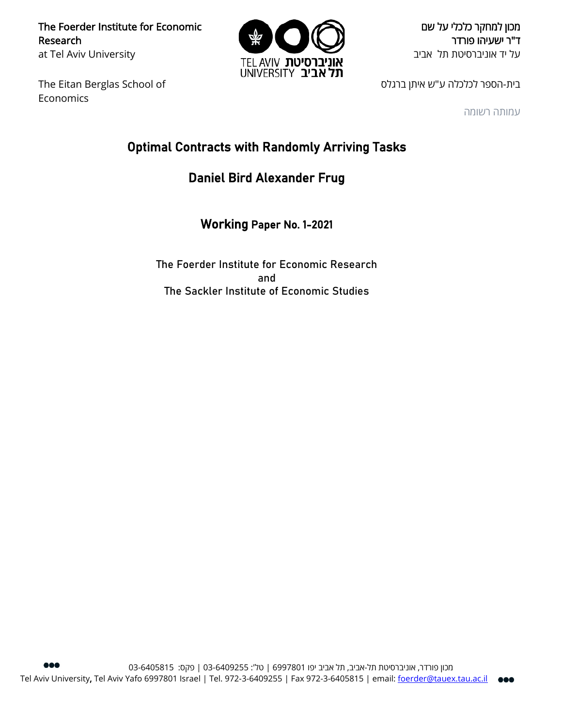The Foerder Institute for Economic Research
at Tel Aviv University

מכון למחקר כלכלי על שם
ד"ר ישעיהו פורדר
על יד אוניברסיטת תל אביב

TEL AVIV UNIVERSITY אוניברסיטת תל אביב

The Eitan Berglas School of Economics

בית-הספר לכלכלה ע"ש איתן ברגלס

עמותה רשומה

# Optimal Contracts with Randomly Arriving Tasks

## Daniel Bird Alexander Frug

### Working Paper No. 1-2021

The Foerder Institute for Economic Research
and
The Sackler Institute of Economic Studies

מכון פורדר, אוניברסיטת תל-אביב, תל אביב יפו 6997801 | טל': 03-6409255 | פקס: 03-6405815

Tel Aviv University, Tel Aviv Yafo 6997801 Israel | Tel. 972-3-6409255 | Fax 972-3-6405815 | email: foerder@tauex.tau.ac.il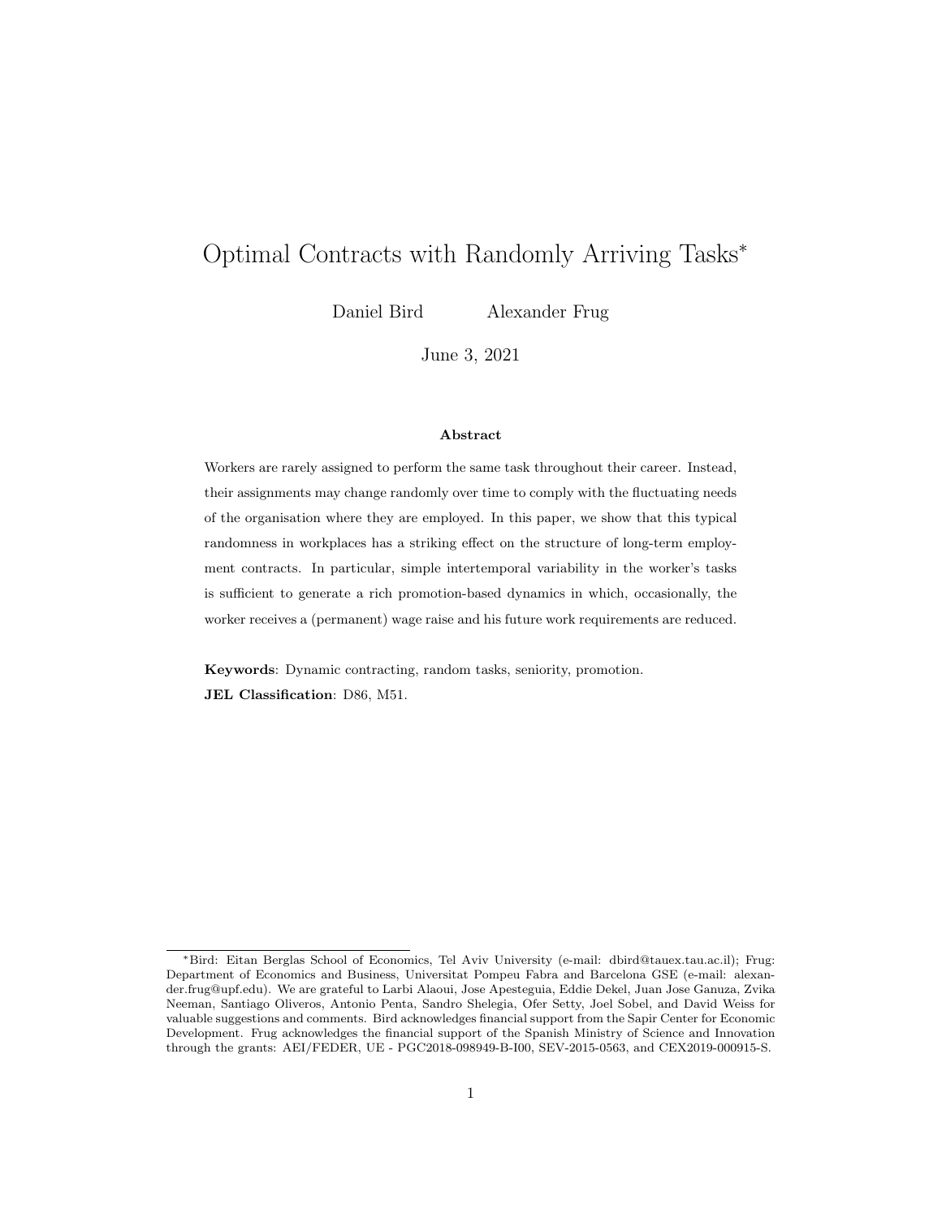# Optimal Contracts with Randomly Arriving Tasks*

Daniel Bird  Alexander Frug

June 3, 2021

**Abstract**

Workers are rarely assigned to perform the same task throughout their career. Instead, their assignments may change randomly over time to comply with the fluctuating needs of the organisation where they are employed. In this paper, we show that this typical randomness in workplaces has a striking effect on the structure of long-term employment contracts. In particular, simple intertemporal variability in the worker's tasks is sufficient to generate a rich promotion-based dynamics in which, occasionally, the worker receives a (permanent) wage raise and his future work requirements are reduced.

**Keywords**: Dynamic contracting, random tasks, seniority, promotion.

**JEL Classification**: D86, M51.

*Bird: Eitan Berglas School of Economics, Tel Aviv University (e-mail: dbird@tauex.tau.ac.il); Frug: Department of Economics and Business, Universitat Pompeu Fabra and Barcelona GSE (e-mail: alexander.frug@upf.edu). We are grateful to Larbi Alaoui, Jose Apesteguia, Eddie Dekel, Juan Jose Ganuza, Zvika Neeman, Santiago Oliveros, Antonio Penta, Sandro Shelegia, Ofer Setty, Joel Sobel, and David Weiss for valuable suggestions and comments. Bird acknowledges financial support from the Sapir Center for Economic Development. Frug acknowledges the financial support of the Spanish Ministry of Science and Innovation through the grants: AEI/FEDER, UE - PGC2018-098949-B-I00, SEV-2015-0563, and CEX2019-000915-S.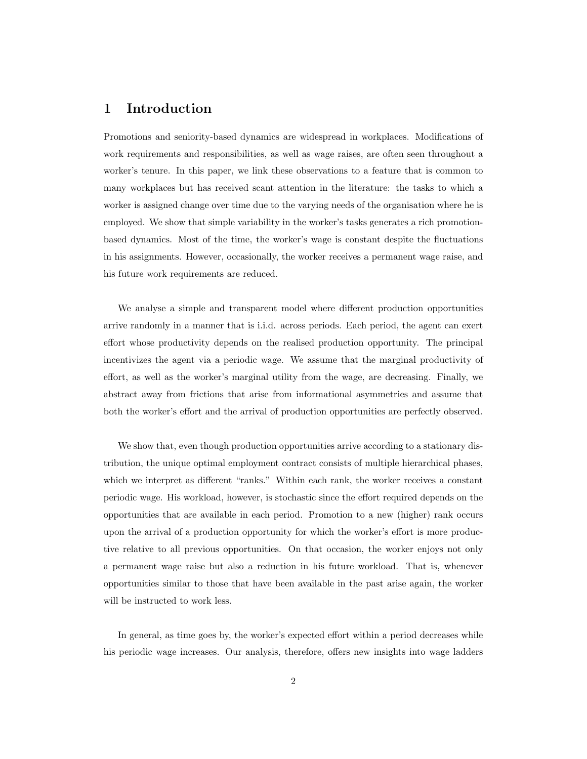# 1 Introduction

Promotions and seniority-based dynamics are widespread in workplaces. Modifications of work requirements and responsibilities, as well as wage raises, are often seen throughout a worker's tenure. In this paper, we link these observations to a feature that is common to many workplaces but has received scant attention in the literature: the tasks to which a worker is assigned change over time due to the varying needs of the organisation where he is employed. We show that simple variability in the worker's tasks generates a rich promotion-based dynamics. Most of the time, the worker's wage is constant despite the fluctuations in his assignments. However, occasionally, the worker receives a permanent wage raise, and his future work requirements are reduced.

We analyse a simple and transparent model where different production opportunities arrive randomly in a manner that is i.i.d. across periods. Each period, the agent can exert effort whose productivity depends on the realised production opportunity. The principal incentivizes the agent via a periodic wage. We assume that the marginal productivity of effort, as well as the worker's marginal utility from the wage, are decreasing. Finally, we abstract away from frictions that arise from informational asymmetries and assume that both the worker's effort and the arrival of production opportunities are perfectly observed.

We show that, even though production opportunities arrive according to a stationary distribution, the unique optimal employment contract consists of multiple hierarchical phases, which we interpret as different "ranks." Within each rank, the worker receives a constant periodic wage. His workload, however, is stochastic since the effort required depends on the opportunities that are available in each period. Promotion to a new (higher) rank occurs upon the arrival of a production opportunity for which the worker's effort is more productive relative to all previous opportunities. On that occasion, the worker enjoys not only a permanent wage raise but also a reduction in his future workload. That is, whenever opportunities similar to those that have been available in the past arise again, the worker will be instructed to work less.

In general, as time goes by, the worker's expected effort within a period decreases while his periodic wage increases. Our analysis, therefore, offers new insights into wage ladders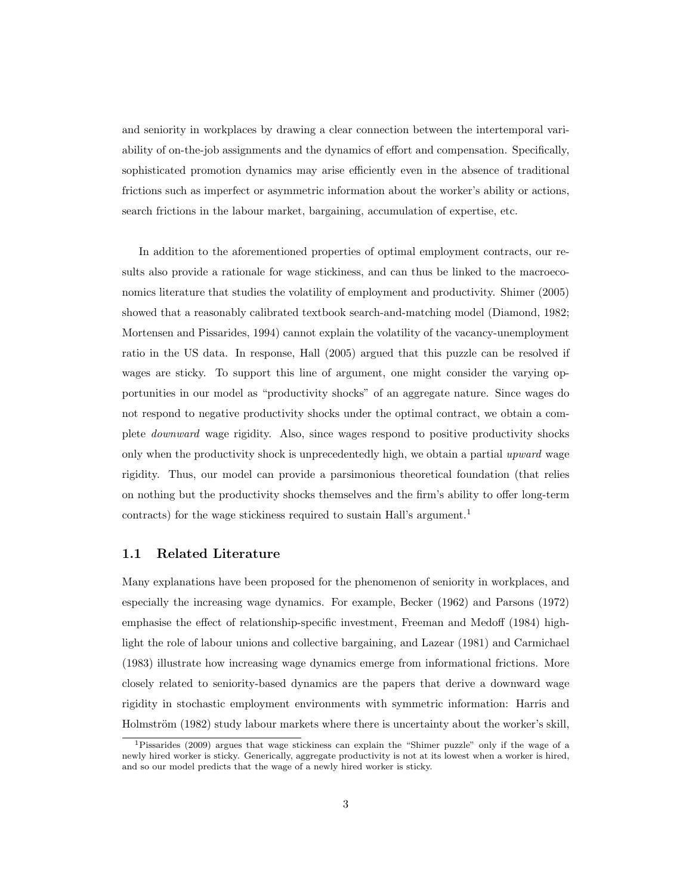and seniority in workplaces by drawing a clear connection between the intertemporal variability of on-the-job assignments and the dynamics of effort and compensation. Specifically, sophisticated promotion dynamics may arise efficiently even in the absence of traditional frictions such as imperfect or asymmetric information about the worker's ability or actions, search frictions in the labour market, bargaining, accumulation of expertise, etc.

In addition to the aforementioned properties of optimal employment contracts, our results also provide a rationale for wage stickiness, and can thus be linked to the macroeconomics literature that studies the volatility of employment and productivity. Shimer (2005) showed that a reasonably calibrated textbook search-and-matching model (Diamond, 1982; Mortensen and Pissarides, 1994) cannot explain the volatility of the vacancy-unemployment ratio in the US data. In response, Hall (2005) argued that this puzzle can be resolved if wages are sticky. To support this line of argument, one might consider the varying opportunities in our model as "productivity shocks" of an aggregate nature. Since wages do not respond to negative productivity shocks under the optimal contract, we obtain a complete *downward* wage rigidity. Also, since wages respond to positive productivity shocks only when the productivity shock is unprecedentedly high, we obtain a partial *upward* wage rigidity. Thus, our model can provide a parsimonious theoretical foundation (that relies on nothing but the productivity shocks themselves and the firm's ability to offer long-term contracts) for the wage stickiness required to sustain Hall's argument.[1]

## 1.1 Related Literature

Many explanations have been proposed for the phenomenon of seniority in workplaces, and especially the increasing wage dynamics. For example, Becker (1962) and Parsons (1972) emphasise the effect of relationship-specific investment, Freeman and Medoff (1984) highlight the role of labour unions and collective bargaining, and Lazear (1981) and Carmichael (1983) illustrate how increasing wage dynamics emerge from informational frictions. More closely related to seniority-based dynamics are the papers that derive a downward wage rigidity in stochastic employment environments with symmetric information: Harris and Holmström (1982) study labour markets where there is uncertainty about the worker's skill,

[1] Pissarides (2009) argues that wage stickiness can explain the "Shimer puzzle" only if the wage of a newly hired worker is sticky. Generically, aggregate productivity is not at its lowest when a worker is hired, and so our model predicts that the wage of a newly hired worker is sticky.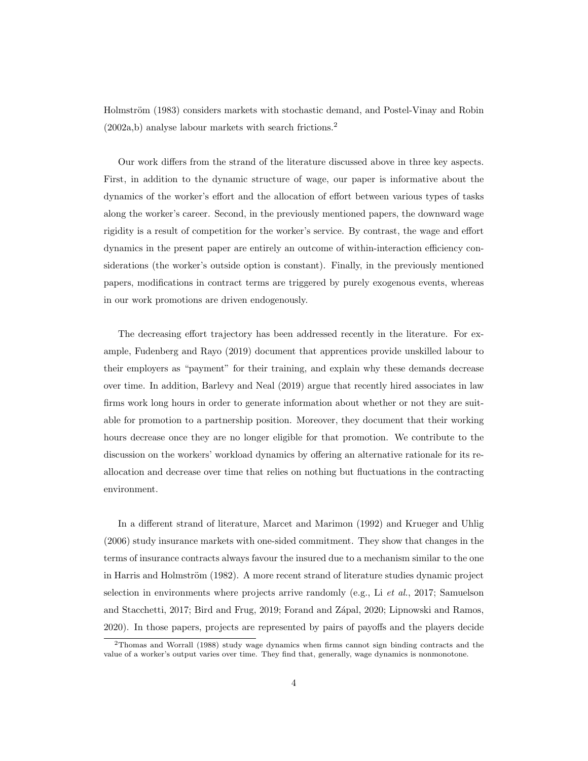Holmström (1983) considers markets with stochastic demand, and Postel-Vinay and Robin (2002a,b) analyse labour markets with search frictions.[2]

Our work differs from the strand of the literature discussed above in three key aspects. First, in addition to the dynamic structure of wage, our paper is informative about the dynamics of the worker's effort and the allocation of effort between various types of tasks along the worker's career. Second, in the previously mentioned papers, the downward wage rigidity is a result of competition for the worker's service. By contrast, the wage and effort dynamics in the present paper are entirely an outcome of within-interaction efficiency considerations (the worker's outside option is constant). Finally, in the previously mentioned papers, modifications in contract terms are triggered by purely exogenous events, whereas in our work promotions are driven endogenously.

The decreasing effort trajectory has been addressed recently in the literature. For example, Fudenberg and Rayo (2019) document that apprentices provide unskilled labour to their employers as "payment" for their training, and explain why these demands decrease over time. In addition, Barlevy and Neal (2019) argue that recently hired associates in law firms work long hours in order to generate information about whether or not they are suitable for promotion to a partnership position. Moreover, they document that their working hours decrease once they are no longer eligible for that promotion. We contribute to the discussion on the workers' workload dynamics by offering an alternative rationale for its reallocation and decrease over time that relies on nothing but fluctuations in the contracting environment.

In a different strand of literature, Marcet and Marimon (1992) and Krueger and Uhlig (2006) study insurance markets with one-sided commitment. They show that changes in the terms of insurance contracts always favour the insured due to a mechanism similar to the one in Harris and Holmström (1982). A more recent strand of literature studies dynamic project selection in environments where projects arrive randomly (e.g., Li *et al.*, 2017; Samuelson and Stacchetti, 2017; Bird and Frug, 2019; Forand and Zápal, 2020; Lipnowski and Ramos, 2020). In those papers, projects are represented by pairs of payoffs and the players decide

[2] Thomas and Worrall (1988) study wage dynamics when firms cannot sign binding contracts and the value of a worker's output varies over time. They find that, generally, wage dynamics is nonmonotone.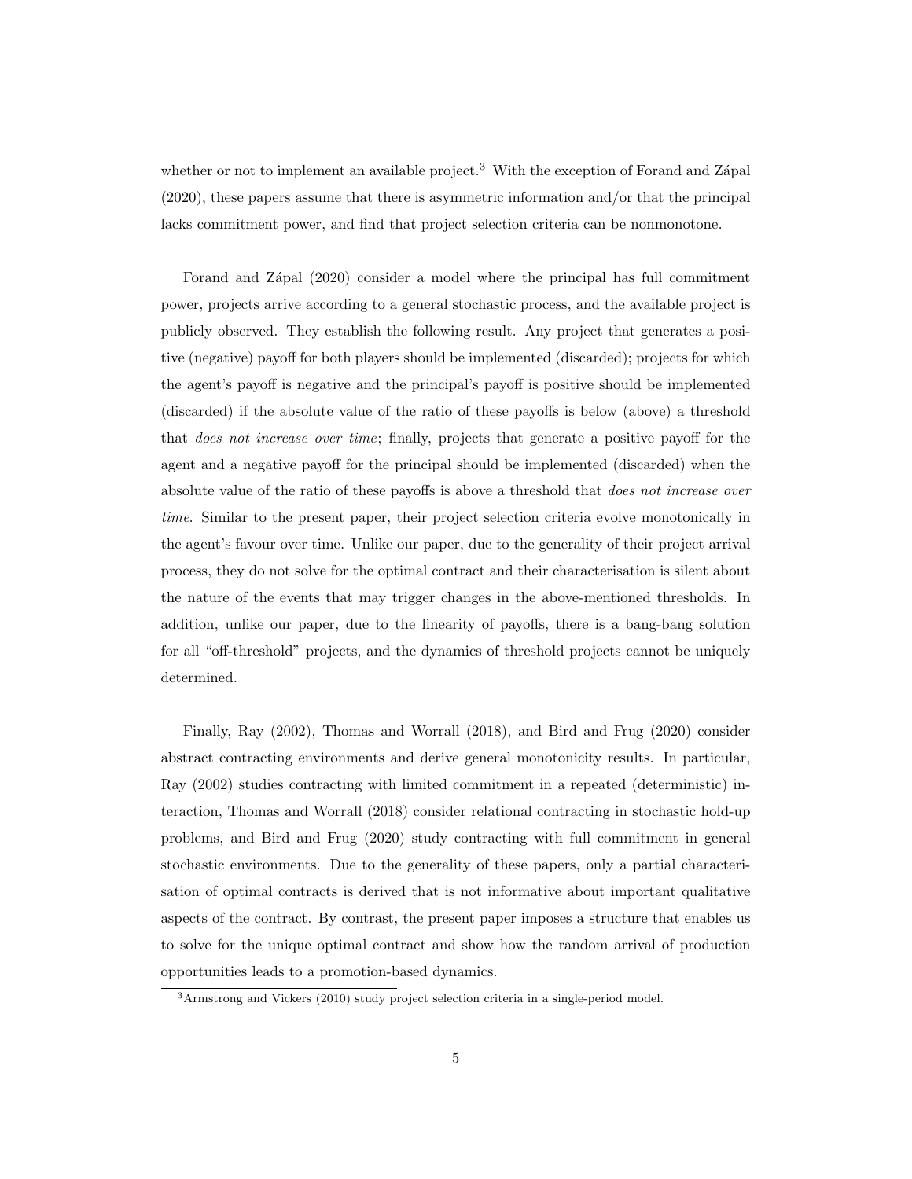whether or not to implement an available project.[3] With the exception of Forand and Zápal (2020), these papers assume that there is asymmetric information and/or that the principal lacks commitment power, and find that project selection criteria can be nonmonotone.

Forand and Zápal (2020) consider a model where the principal has full commitment power, projects arrive according to a general stochastic process, and the available project is publicly observed. They establish the following result. Any project that generates a positive (negative) payoff for both players should be implemented (discarded); projects for which the agent's payoff is negative and the principal's payoff is positive should be implemented (discarded) if the absolute value of the ratio of these payoffs is below (above) a threshold that *does not increase over time*; finally, projects that generate a positive payoff for the agent and a negative payoff for the principal should be implemented (discarded) when the absolute value of the ratio of these payoffs is above a threshold that *does not increase over time*. Similar to the present paper, their project selection criteria evolve monotonically in the agent's favour over time. Unlike our paper, due to the generality of their project arrival process, they do not solve for the optimal contract and their characterisation is silent about the nature of the events that may trigger changes in the above-mentioned thresholds. In addition, unlike our paper, due to the linearity of payoffs, there is a bang-bang solution for all "off-threshold" projects, and the dynamics of threshold projects cannot be uniquely determined.

Finally, Ray (2002), Thomas and Worrall (2018), and Bird and Frug (2020) consider abstract contracting environments and derive general monotonicity results. In particular, Ray (2002) studies contracting with limited commitment in a repeated (deterministic) interaction, Thomas and Worrall (2018) consider relational contracting in stochastic hold-up problems, and Bird and Frug (2020) study contracting with full commitment in general stochastic environments. Due to the generality of these papers, only a partial characterisation of optimal contracts is derived that is not informative about important qualitative aspects of the contract. By contrast, the present paper imposes a structure that enables us to solve for the unique optimal contract and show how the random arrival of production opportunities leads to a promotion-based dynamics.

[3] Armstrong and Vickers (2010) study project selection criteria in a single-period model.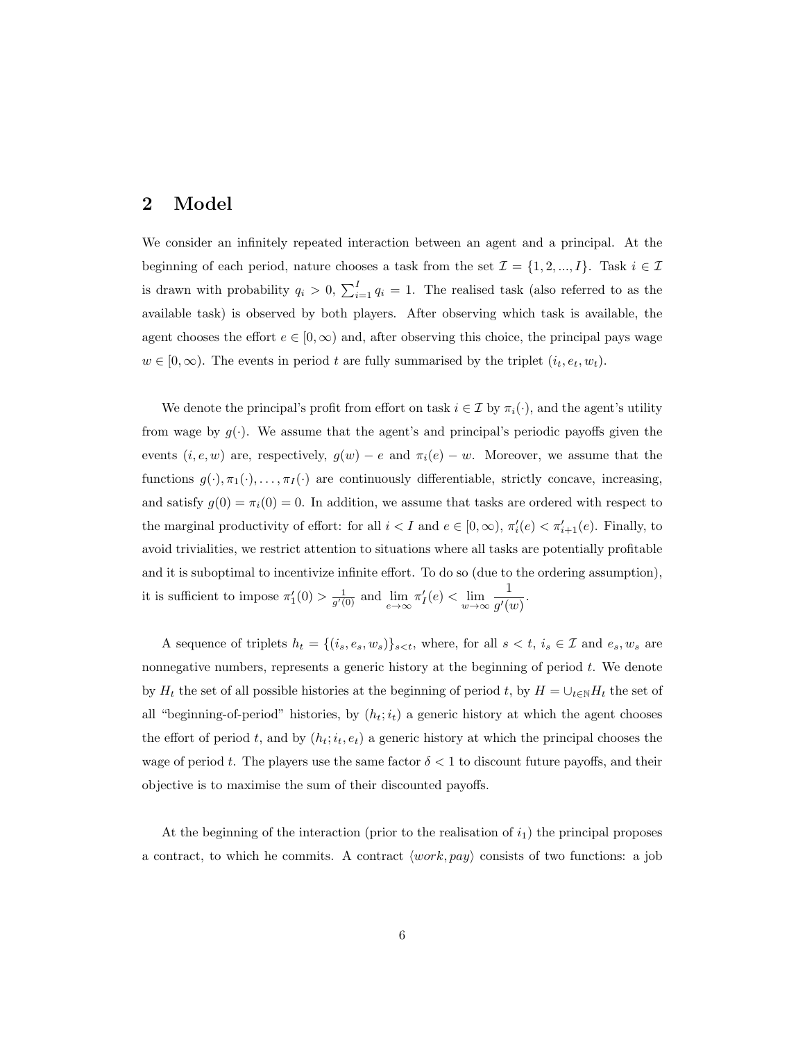## 2 Model

We consider an infinitely repeated interaction between an agent and a principal. At the beginning of each period, nature chooses a task from the set $\mathcal{I} = \{1, 2, ..., I\}$. Task $i \in \mathcal{I}$ is drawn with probability $q_i > 0$, $\sum_{i=1}^{I} q_i = 1$. The realised task (also referred to as the available task) is observed by both players. After observing which task is available, the agent chooses the effort $e \in [0, \infty)$ and, after observing this choice, the principal pays wage $w \in [0, \infty)$. The events in period $t$ are fully summarised by the triplet $(i_t, e_t, w_t)$.

We denote the principal's profit from effort on task $i \in \mathcal{I}$ by $\pi_i(\cdot)$, and the agent's utility from wage by $g(\cdot)$. We assume that the agent's and principal's periodic payoffs given the events $(i, e, w)$ are, respectively, $g(w) - e$ and $\pi_i(e) - w$. Moreover, we assume that the functions $g(\cdot), \pi_1(\cdot), \ldots, \pi_I(\cdot)$ are continuously differentiable, strictly concave, increasing, and satisfy $g(0) = \pi_i(0) = 0$. In addition, we assume that tasks are ordered with respect to the marginal productivity of effort: for all $i < I$ and $e \in [0, \infty)$, $\pi_i'(e) < \pi_{i+1}'(e)$. Finally, to avoid trivialities, we restrict attention to situations where all tasks are potentially profitable and it is suboptimal to incentivize infinite effort. To do so (due to the ordering assumption), it is sufficient to impose $\pi_1'(0) > \frac{1}{g'(0)}$ and $\lim_{e \to \infty} \pi_I'(e) < \lim_{w \to \infty} \dfrac{1}{g'(w)}$.

A sequence of triplets $h_t = \{(i_s, e_s, w_s)\}_{s<t}$, where, for all $s < t$, $i_s \in \mathcal{I}$ and $e_s, w_s$ are nonnegative numbers, represents a generic history at the beginning of period $t$. We denote by $H_t$ the set of all possible histories at the beginning of period $t$, by $H = \cup_{t \in \mathbb{N}} H_t$ the set of all "beginning-of-period" histories, by $(h_t; i_t)$ a generic history at which the agent chooses the effort of period $t$, and by $(h_t; i_t, e_t)$ a generic history at which the principal chooses the wage of period $t$. The players use the same factor $\delta < 1$ to discount future payoffs, and their objective is to maximise the sum of their discounted payoffs.

At the beginning of the interaction (prior to the realisation of $i_1$) the principal proposes a contract, to which he commits. A contract $\langle work, pay \rangle$ consists of two functions: a job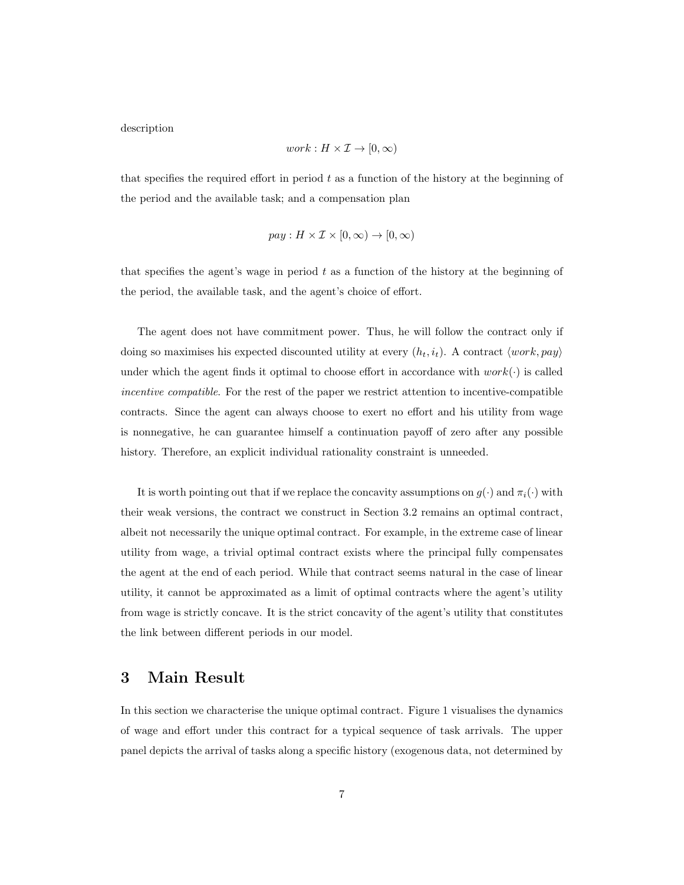description

$$work : H \times \mathcal{I} \to [0, \infty)$$

that specifies the required effort in period $t$ as a function of the history at the beginning of the period and the available task; and a compensation plan

$$pay : H \times \mathcal{I} \times [0, \infty) \to [0, \infty)$$

that specifies the agent's wage in period $t$ as a function of the history at the beginning of the period, the available task, and the agent's choice of effort.

The agent does not have commitment power. Thus, he will follow the contract only if doing so maximises his expected discounted utility at every $(h_t, i_t)$. A contract $\langle work, pay \rangle$ under which the agent finds it optimal to choose effort in accordance with $work(\cdot)$ is called *incentive compatible*. For the rest of the paper we restrict attention to incentive-compatible contracts. Since the agent can always choose to exert no effort and his utility from wage is nonnegative, he can guarantee himself a continuation payoff of zero after any possible history. Therefore, an explicit individual rationality constraint is unneeded.

It is worth pointing out that if we replace the concavity assumptions on $g(\cdot)$ and $\pi_i(\cdot)$ with their weak versions, the contract we construct in Section 3.2 remains an optimal contract, albeit not necessarily the unique optimal contract. For example, in the extreme case of linear utility from wage, a trivial optimal contract exists where the principal fully compensates the agent at the end of each period. While that contract seems natural in the case of linear utility, it cannot be approximated as a limit of optimal contracts where the agent's utility from wage is strictly concave. It is the strict concavity of the agent's utility that constitutes the link between different periods in our model.

## 3 Main Result

In this section we characterise the unique optimal contract. Figure 1 visualises the dynamics of wage and effort under this contract for a typical sequence of task arrivals. The upper panel depicts the arrival of tasks along a specific history (exogenous data, not determined by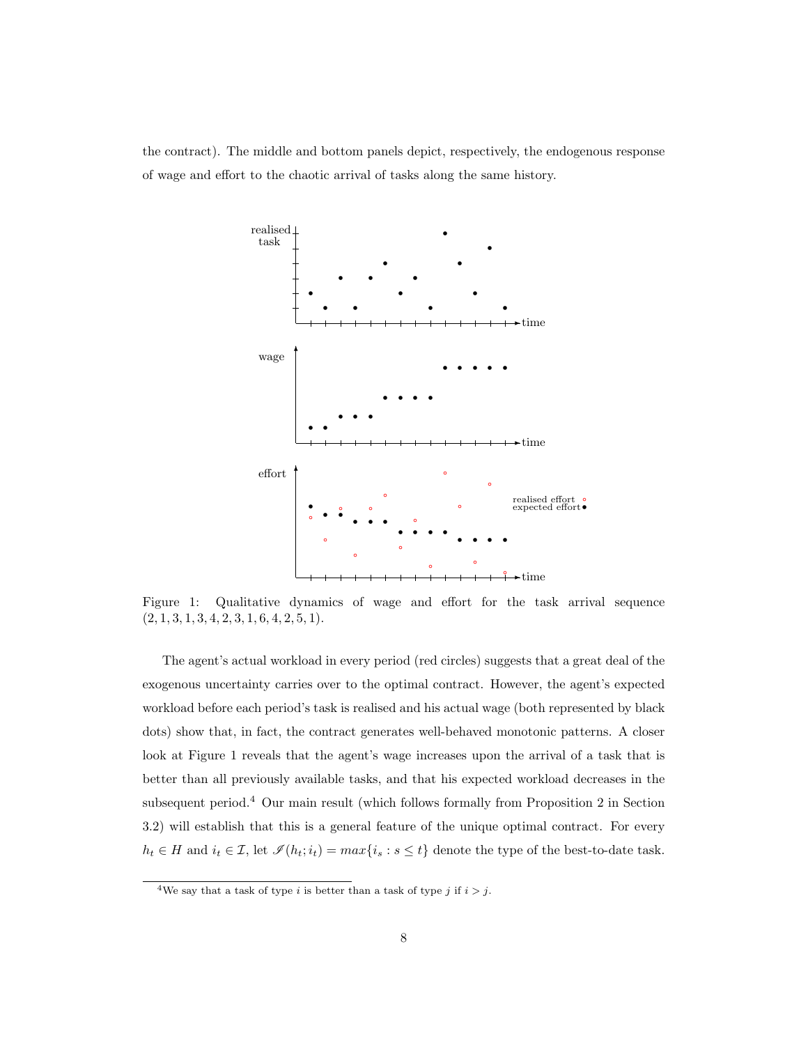the contract). The middle and bottom panels depict, respectively, the endogenous response of wage and effort to the chaotic arrival of tasks along the same history.

realised task

time

wage

time

effort

realised effort

expected effort

time

Figure 1: Qualitative dynamics of wage and effort for the task arrival sequence $(2, 1, 3, 1, 3, 4, 2, 3, 1, 6, 4, 2, 5, 1)$.

The agent's actual workload in every period (red circles) suggests that a great deal of the exogenous uncertainty carries over to the optimal contract. However, the agent's expected workload before each period's task is realised and his actual wage (both represented by black dots) show that, in fact, the contract generates well-behaved monotonic patterns. A closer look at Figure 1 reveals that the agent's wage increases upon the arrival of a task that is better than all previously available tasks, and that his expected workload decreases in the subsequent period.[4] Our main result (which follows formally from Proposition 2 in Section 3.2) will establish that this is a general feature of the unique optimal contract. For every $h_t \in H$ and $i_t \in \mathcal{I}$, let $\mathscr{I}(h_t; i_t) = max\{i_s : s \leq t\}$ denote the type of the best-to-date task.

[4] We say that a task of type $i$ is better than a task of type $j$ if $i > j$.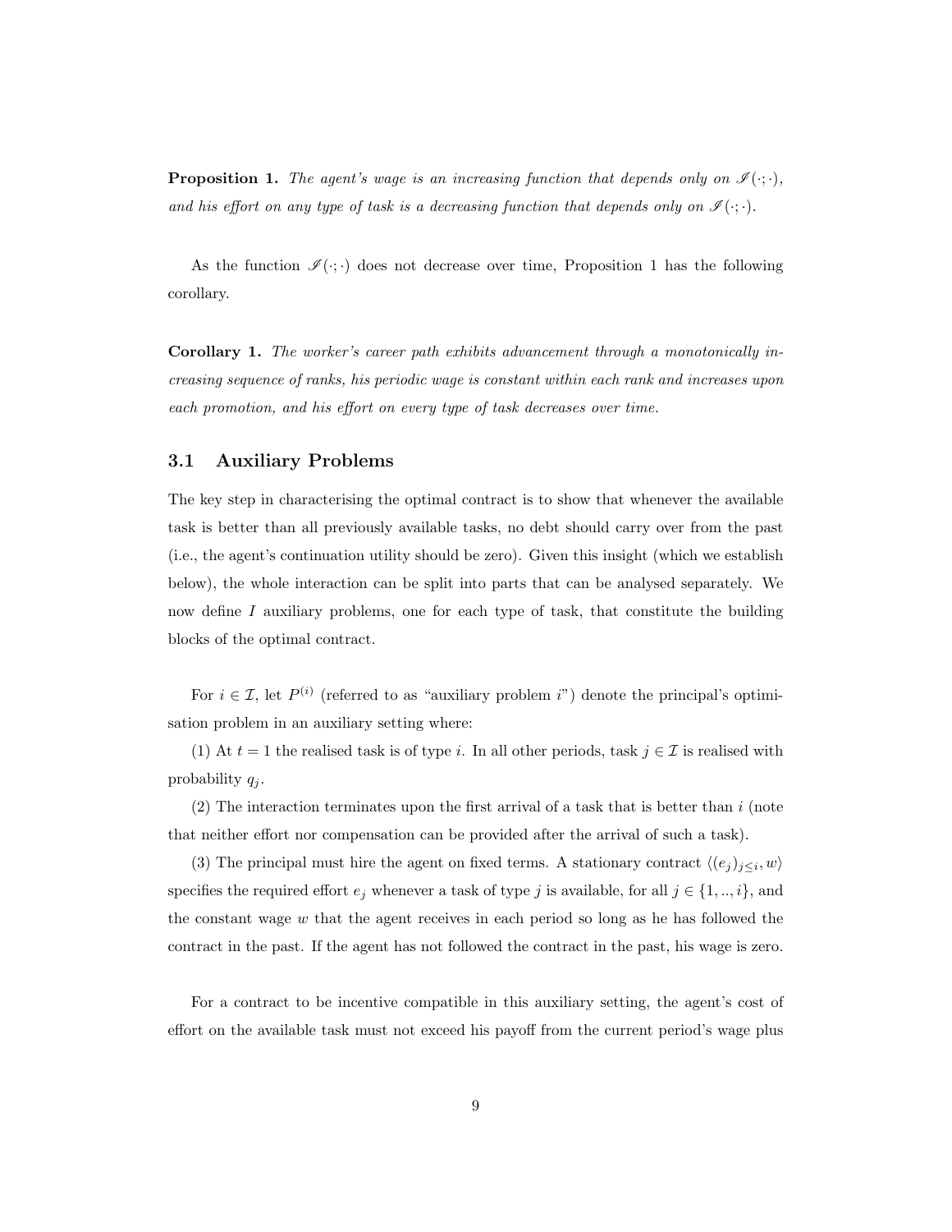**Proposition 1.** *The agent's wage is an increasing function that depends only on $\mathscr{I}(\cdot;\cdot)$, and his effort on any type of task is a decreasing function that depends only on $\mathscr{I}(\cdot;\cdot)$.*

As the function $\mathscr{I}(\cdot;\cdot)$ does not decrease over time, Proposition 1 has the following corollary.

**Corollary 1.** *The worker's career path exhibits advancement through a monotonically increasing sequence of ranks, his periodic wage is constant within each rank and increases upon each promotion, and his effort on every type of task decreases over time.*

## 3.1 Auxiliary Problems

The key step in characterising the optimal contract is to show that whenever the available task is better than all previously available tasks, no debt should carry over from the past (i.e., the agent's continuation utility should be zero). Given this insight (which we establish below), the whole interaction can be split into parts that can be analysed separately. We now define $I$ auxiliary problems, one for each type of task, that constitute the building blocks of the optimal contract.

For $i \in \mathcal{I}$, let $P^{(i)}$ (referred to as "auxiliary problem $i$") denote the principal's optimisation problem in an auxiliary setting where:

(1) At $t = 1$ the realised task is of type $i$. In all other periods, task $j \in \mathcal{I}$ is realised with probability $q_j$.

(2) The interaction terminates upon the first arrival of a task that is better than $i$ (note that neither effort nor compensation can be provided after the arrival of such a task).

(3) The principal must hire the agent on fixed terms. A stationary contract $\langle (e_j)_{j \leq i}, w \rangle$ specifies the required effort $e_j$ whenever a task of type $j$ is available, for all $j \in \{1, .., i\}$, and the constant wage $w$ that the agent receives in each period so long as he has followed the contract in the past. If the agent has not followed the contract in the past, his wage is zero.

For a contract to be incentive compatible in this auxiliary setting, the agent's cost of effort on the available task must not exceed his payoff from the current period's wage plus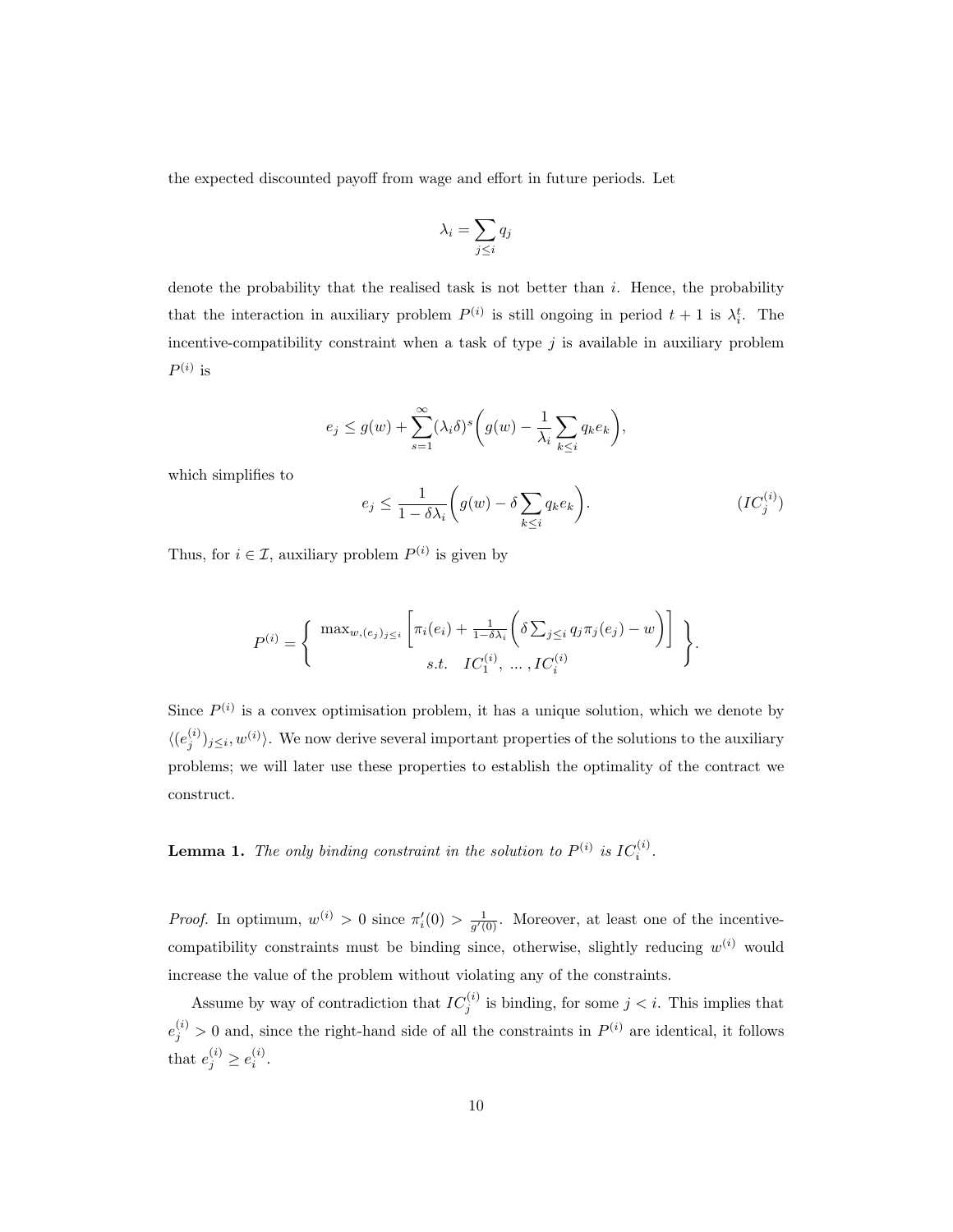the expected discounted payoff from wage and effort in future periods. Let

$$\lambda_i = \sum_{j \le i} q_j$$

denote the probability that the realised task is not better than $i$. Hence, the probability that the interaction in auxiliary problem $P^{(i)}$ is still ongoing in period $t+1$ is $\lambda_i^t$. The incentive-compatibility constraint when a task of type $j$ is available in auxiliary problem $P^{(i)}$ is

$$e_j \le g(w) + \sum_{s=1}^{\infty} (\lambda_i \delta)^s \bigg( g(w) - \frac{1}{\lambda_i} \sum_{k \le i} q_k e_k \bigg),$$

which simplifies to

$$e_j \le \frac{1}{1 - \delta \lambda_i} \bigg( g(w) - \delta \sum_{k \le i} q_k e_k \bigg). \qquad (IC_j^{(i)})$$

Thus, for $i \in \mathcal{I}$, auxiliary problem $P^{(i)}$ is given by

$$P^{(i)} = \left\{ \begin{array}{c} \max_{w,(e_j)_{j \le i}} \left[ \pi_i(e_i) + \frac{1}{1-\delta\lambda_i} \bigg( \delta \sum_{j \le i} q_j \pi_j(e_j) - w \bigg) \right] \\ s.t. \quad IC_1^{(i)}, \ \ldots, IC_i^{(i)} \end{array} \right\}.$$

Since $P^{(i)}$ is a convex optimisation problem, it has a unique solution, which we denote by $\langle (e_j^{(i)})_{j \le i}, w^{(i)} \rangle$. We now derive several important properties of the solutions to the auxiliary problems; we will later use these properties to establish the optimality of the contract we construct.

**Lemma 1.** *The only binding constraint in the solution to $P^{(i)}$ is $IC_i^{(i)}$.*

*Proof.* In optimum, $w^{(i)} > 0$ since $\pi_i'(0) > \frac{1}{g'(0)}$. Moreover, at least one of the incentive-compatibility constraints must be binding since, otherwise, slightly reducing $w^{(i)}$ would increase the value of the problem without violating any of the constraints.

Assume by way of contradiction that $IC_j^{(i)}$ is binding, for some $j < i$. This implies that $e_j^{(i)} > 0$ and, since the right-hand side of all the constraints in $P^{(i)}$ are identical, it follows that $e_j^{(i)} \ge e_i^{(i)}$.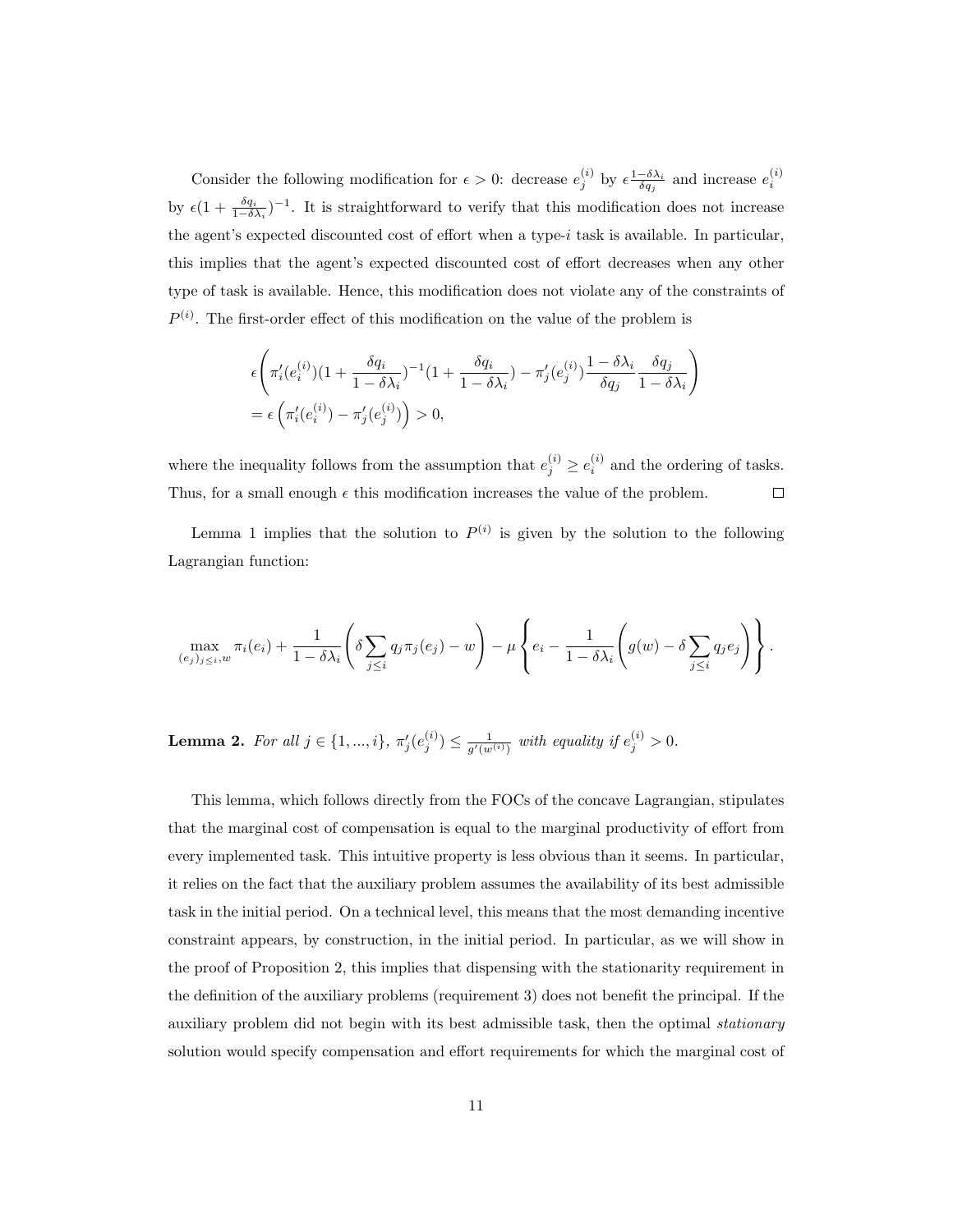Consider the following modification for $\epsilon > 0$: decrease $e_j^{(i)}$ by $\epsilon \frac{1-\delta\lambda_i}{\delta q_j}$ and increase $e_i^{(i)}$ by $\epsilon(1+\frac{\delta q_i}{1-\delta\lambda_i})^{-1}$. It is straightforward to verify that this modification does not increase the agent's expected discounted cost of effort when a type-$i$ task is available. In particular, this implies that the agent's expected discounted cost of effort decreases when any other type of task is available. Hence, this modification does not violate any of the constraints of $P^{(i)}$. The first-order effect of this modification on the value of the problem is

$$\begin{aligned}
&\epsilon\left(\pi_i'(e_i^{(i)})(1+\frac{\delta q_i}{1-\delta\lambda_i})^{-1}(1+\frac{\delta q_i}{1-\delta\lambda_i}) - \pi_j'(e_j^{(i)})\frac{1-\delta\lambda_i}{\delta q_j}\frac{\delta q_j}{1-\delta\lambda_i}\right)\\
&=\epsilon\left(\pi_i'(e_i^{(i)}) - \pi_j'(e_j^{(i)})\right) > 0,
\end{aligned}$$

where the inequality follows from the assumption that $e_j^{(i)} \geq e_i^{(i)}$ and the ordering of tasks. Thus, for a small enough $\epsilon$ this modification increases the value of the problem. $\square$

Lemma 1 implies that the solution to $P^{(i)}$ is given by the solution to the following Lagrangian function:

$$\max_{(e_j)_{j\leq i}, w} \pi_i(e_i) + \frac{1}{1-\delta\lambda_i}\left(\delta\sum_{j\leq i} q_j\pi_j(e_j) - w\right) - \mu\left\{e_i - \frac{1}{1-\delta\lambda_i}\left(g(w) - \delta\sum_{j\leq i} q_j e_j\right)\right\}.$$

**Lemma 2.** *For all $j \in \{1,...,i\}$, $\pi_j'(e_j^{(i)}) \leq \frac{1}{g'(w^{(i)})}$ with equality if $e_j^{(i)} > 0$.*

This lemma, which follows directly from the FOCs of the concave Lagrangian, stipulates that the marginal cost of compensation is equal to the marginal productivity of effort from every implemented task. This intuitive property is less obvious than it seems. In particular, it relies on the fact that the auxiliary problem assumes the availability of its best admissible task in the initial period. On a technical level, this means that the most demanding incentive constraint appears, by construction, in the initial period. In particular, as we will show in the proof of Proposition 2, this implies that dispensing with the stationarity requirement in the definition of the auxiliary problems (requirement 3) does not benefit the principal. If the auxiliary problem did not begin with its best admissible task, then the optimal *stationary* solution would specify compensation and effort requirements for which the marginal cost of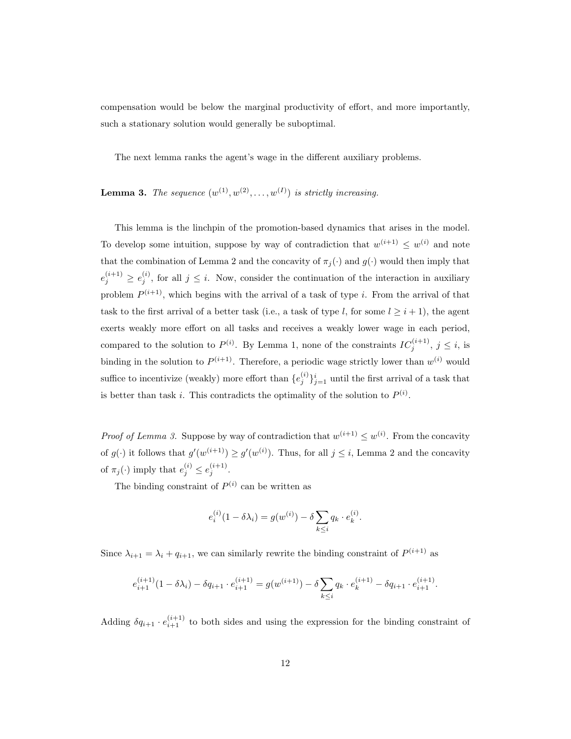compensation would be below the marginal productivity of effort, and more importantly, such a stationary solution would generally be suboptimal.

The next lemma ranks the agent's wage in the different auxiliary problems.

**Lemma 3.** *The sequence $(w^{(1)}, w^{(2)}, \dots, w^{(I)})$ is strictly increasing.*

This lemma is the linchpin of the promotion-based dynamics that arises in the model. To develop some intuition, suppose by way of contradiction that $w^{(i+1)} \leq w^{(i)}$ and note that the combination of Lemma 2 and the concavity of $\pi_j(\cdot)$ and $g(\cdot)$ would then imply that $e_j^{(i+1)} \geq e_j^{(i)}$, for all $j \leq i$. Now, consider the continuation of the interaction in auxiliary problem $P^{(i+1)}$, which begins with the arrival of a task of type $i$. From the arrival of that task to the first arrival of a better task (i.e., a task of type $l$, for some $l \geq i+1$), the agent exerts weakly more effort on all tasks and receives a weakly lower wage in each period, compared to the solution to $P^{(i)}$. By Lemma 1, none of the constraints $IC_j^{(i+1)}$, $j \leq i$, is binding in the solution to $P^{(i+1)}$. Therefore, a periodic wage strictly lower than $w^{(i)}$ would suffice to incentivize (weakly) more effort than $\{e_j^{(i)}\}_{j=1}^{i}$ until the first arrival of a task that is better than task $i$. This contradicts the optimality of the solution to $P^{(i)}$.

*Proof of Lemma 3.* Suppose by way of contradiction that $w^{(i+1)} \leq w^{(i)}$. From the concavity of $g(\cdot)$ it follows that $g'(w^{(i+1)}) \geq g'(w^{(i)})$. Thus, for all $j \leq i$, Lemma 2 and the concavity of $\pi_j(\cdot)$ imply that $e_j^{(i)} \leq e_j^{(i+1)}$.

The binding constraint of $P^{(i)}$ can be written as

$$e_i^{(i)}(1 - \delta\lambda_i) = g(w^{(i)}) - \delta \sum_{k \leq i} q_k \cdot e_k^{(i)}.$$

Since $\lambda_{i+1} = \lambda_i + q_{i+1}$, we can similarly rewrite the binding constraint of $P^{(i+1)}$ as

$$e_{i+1}^{(i+1)}(1 - \delta\lambda_i) - \delta q_{i+1} \cdot e_{i+1}^{(i+1)} = g(w^{(i+1)}) - \delta \sum_{k \leq i} q_k \cdot e_k^{(i+1)} - \delta q_{i+1} \cdot e_{i+1}^{(i+1)}.$$

Adding $\delta q_{i+1} \cdot e_{i+1}^{(i+1)}$ to both sides and using the expression for the binding constraint of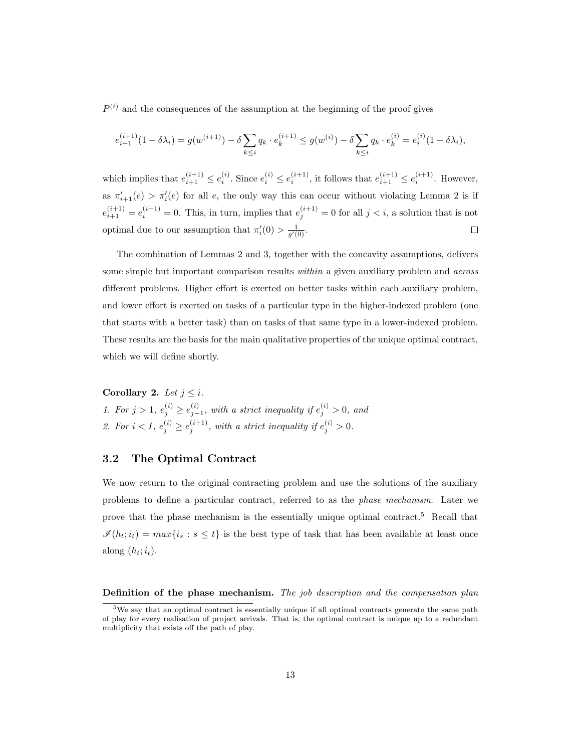$P^{(i)}$ and the consequences of the assumption at the beginning of the proof gives

$$e_{i+1}^{(i+1)}(1-\delta\lambda_i) = g(w^{(i+1)}) - \delta\sum_{k\leq i} q_k \cdot e_k^{(i+1)} \leq g(w^{(i)}) - \delta\sum_{k\leq i} q_k \cdot e_k^{(i)} = e_i^{(i)}(1-\delta\lambda_i),$$

which implies that $e_{i+1}^{(i+1)} \leq e_i^{(i)}$. Since $e_i^{(i)} \leq e_i^{(i+1)}$, it follows that $e_{i+1}^{(i+1)} \leq e_i^{(i+1)}$. However, as $\pi'_{i+1}(e) > \pi'_i(e)$ for all $e$, the only way this can occur without violating Lemma 2 is if $e_{i+1}^{(i+1)} = e_i^{(i+1)} = 0$. This, in turn, implies that $e_j^{(i+1)} = 0$ for all $j < i$, a solution that is not optimal due to our assumption that $\pi'_i(0) > \frac{1}{g'(0)}$. □

The combination of Lemmas 2 and 3, together with the concavity assumptions, delivers some simple but important comparison results *within* a given auxiliary problem and *across* different problems. Higher effort is exerted on better tasks within each auxiliary problem, and lower effort is exerted on tasks of a particular type in the higher-indexed problem (one that starts with a better task) than on tasks of that same type in a lower-indexed problem. These results are the basis for the main qualitative properties of the unique optimal contract, which we will define shortly.

**Corollary 2.** *Let $j \leq i$.*
*1. For $j > 1$, $e_j^{(i)} \geq e_{j-1}^{(i)}$, with a strict inequality if $e_j^{(i)} > 0$, and*
*2. For $i < I$, $e_j^{(i)} \geq e_j^{(i+1)}$, with a strict inequality if $e_j^{(i)} > 0$.*

### 3.2 The Optimal Contract

We now return to the original contracting problem and use the solutions of the auxiliary problems to define a particular contract, referred to as the *phase mechanism*. Later we prove that the phase mechanism is the essentially unique optimal contract.[5] Recall that $\mathscr{I}(h_t; i_t) = max\{i_s : s \leq t\}$ is the best type of task that has been available at least once along $(h_t; i_t)$.

**Definition of the phase mechanism.** *The job description and the compensation plan*

[5] We say that an optimal contract is essentially unique if all optimal contracts generate the same path of play for every realisation of project arrivals. That is, the optimal contract is unique up to a redundant multiplicity that exists off the path of play.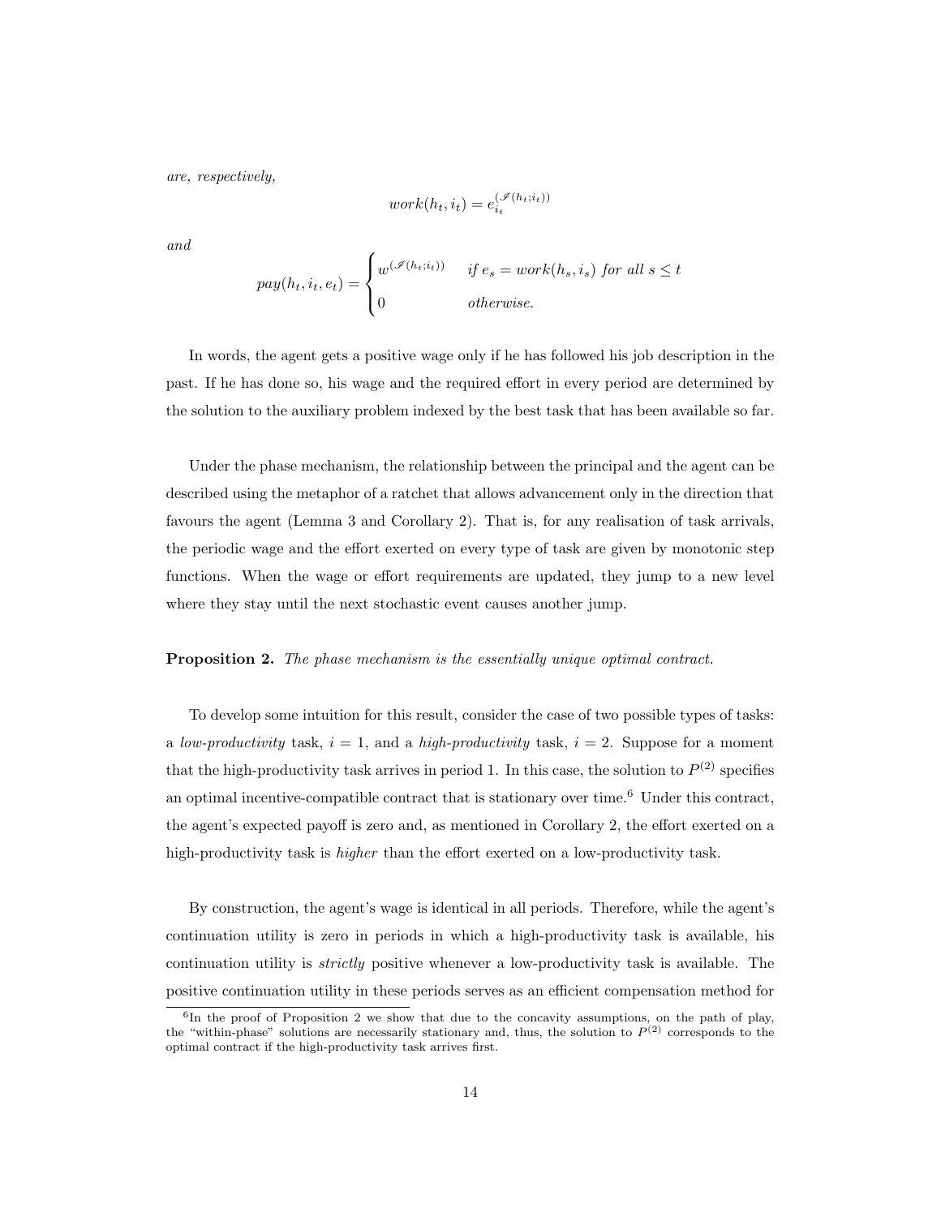*are, respectively,*

$$work(h_t, i_t) = e_{i_t}^{(\mathscr{I}(h_t;i_t))}$$

*and*

$$pay(h_t, i_t, e_t) = \begin{cases} w^{(\mathscr{I}(h_t;i_t))} & \text{if } e_s = work(h_s, i_s) \text{ for all } s \leq t \\ 0 & \text{otherwise.} \end{cases}$$

In words, the agent gets a positive wage only if he has followed his job description in the past. If he has done so, his wage and the required effort in every period are determined by the solution to the auxiliary problem indexed by the best task that has been available so far.

Under the phase mechanism, the relationship between the principal and the agent can be described using the metaphor of a ratchet that allows advancement only in the direction that favours the agent (Lemma 3 and Corollary 2). That is, for any realisation of task arrivals, the periodic wage and the effort exerted on every type of task are given by monotonic step functions. When the wage or effort requirements are updated, they jump to a new level where they stay until the next stochastic event causes another jump.

**Proposition 2.** *The phase mechanism is the essentially unique optimal contract.*

To develop some intuition for this result, consider the case of two possible types of tasks: a *low-productivity* task, $i = 1$, and a *high-productivity* task, $i = 2$. Suppose for a moment that the high-productivity task arrives in period 1. In this case, the solution to $P^{(2)}$ specifies an optimal incentive-compatible contract that is stationary over time.[6] Under this contract, the agent's expected payoff is zero and, as mentioned in Corollary 2, the effort exerted on a high-productivity task is *higher* than the effort exerted on a low-productivity task.

By construction, the agent's wage is identical in all periods. Therefore, while the agent's continuation utility is zero in periods in which a high-productivity task is available, his continuation utility is *strictly* positive whenever a low-productivity task is available. The positive continuation utility in these periods serves as an efficient compensation method for

[6] In the proof of Proposition 2 we show that due to the concavity assumptions, on the path of play, the "within-phase" solutions are necessarily stationary and, thus, the solution to $P^{(2)}$ corresponds to the optimal contract if the high-productivity task arrives first.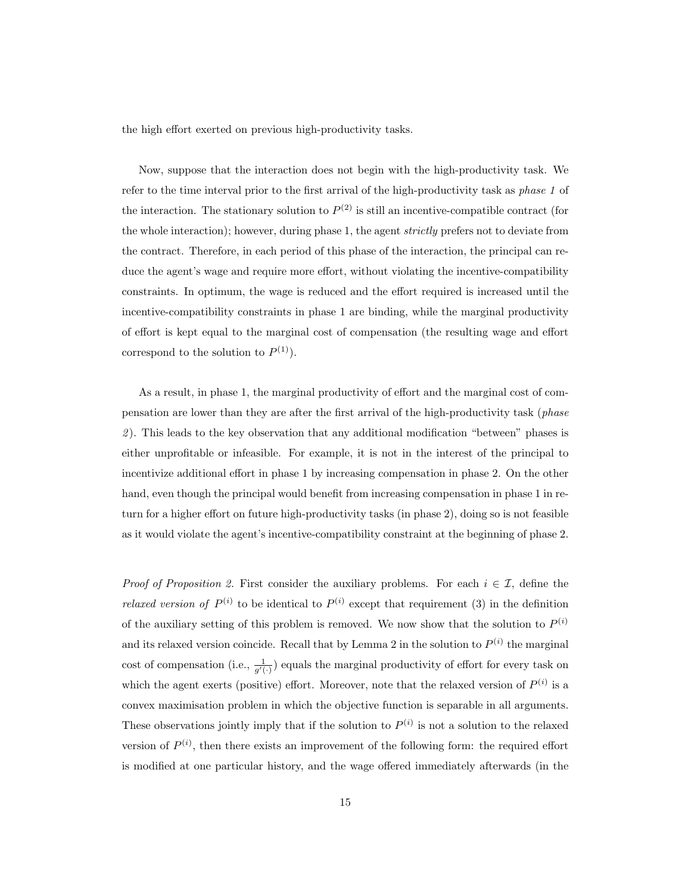the high effort exerted on previous high-productivity tasks.

Now, suppose that the interaction does not begin with the high-productivity task. We refer to the time interval prior to the first arrival of the high-productivity task as *phase 1* of the interaction. The stationary solution to $P^{(2)}$ is still an incentive-compatible contract (for the whole interaction); however, during phase 1, the agent *strictly* prefers not to deviate from the contract. Therefore, in each period of this phase of the interaction, the principal can reduce the agent's wage and require more effort, without violating the incentive-compatibility constraints. In optimum, the wage is reduced and the effort required is increased until the incentive-compatibility constraints in phase 1 are binding, while the marginal productivity of effort is kept equal to the marginal cost of compensation (the resulting wage and effort correspond to the solution to $P^{(1)}$).

As a result, in phase 1, the marginal productivity of effort and the marginal cost of compensation are lower than they are after the first arrival of the high-productivity task (*phase 2*). This leads to the key observation that any additional modification "between" phases is either unprofitable or infeasible. For example, it is not in the interest of the principal to incentivize additional effort in phase 1 by increasing compensation in phase 2. On the other hand, even though the principal would benefit from increasing compensation in phase 1 in return for a higher effort on future high-productivity tasks (in phase 2), doing so is not feasible as it would violate the agent's incentive-compatibility constraint at the beginning of phase 2.

*Proof of Proposition 2.* First consider the auxiliary problems. For each $i \in \mathcal{I}$, define the *relaxed version of* $P^{(i)}$ to be identical to $P^{(i)}$ except that requirement (3) in the definition of the auxiliary setting of this problem is removed. We now show that the solution to $P^{(i)}$ and its relaxed version coincide. Recall that by Lemma 2 in the solution to $P^{(i)}$ the marginal cost of compensation (i.e., $\frac{1}{g'(\cdot)}$) equals the marginal productivity of effort for every task on which the agent exerts (positive) effort. Moreover, note that the relaxed version of $P^{(i)}$ is a convex maximisation problem in which the objective function is separable in all arguments. These observations jointly imply that if the solution to $P^{(i)}$ is not a solution to the relaxed version of $P^{(i)}$, then there exists an improvement of the following form: the required effort is modified at one particular history, and the wage offered immediately afterwards (in the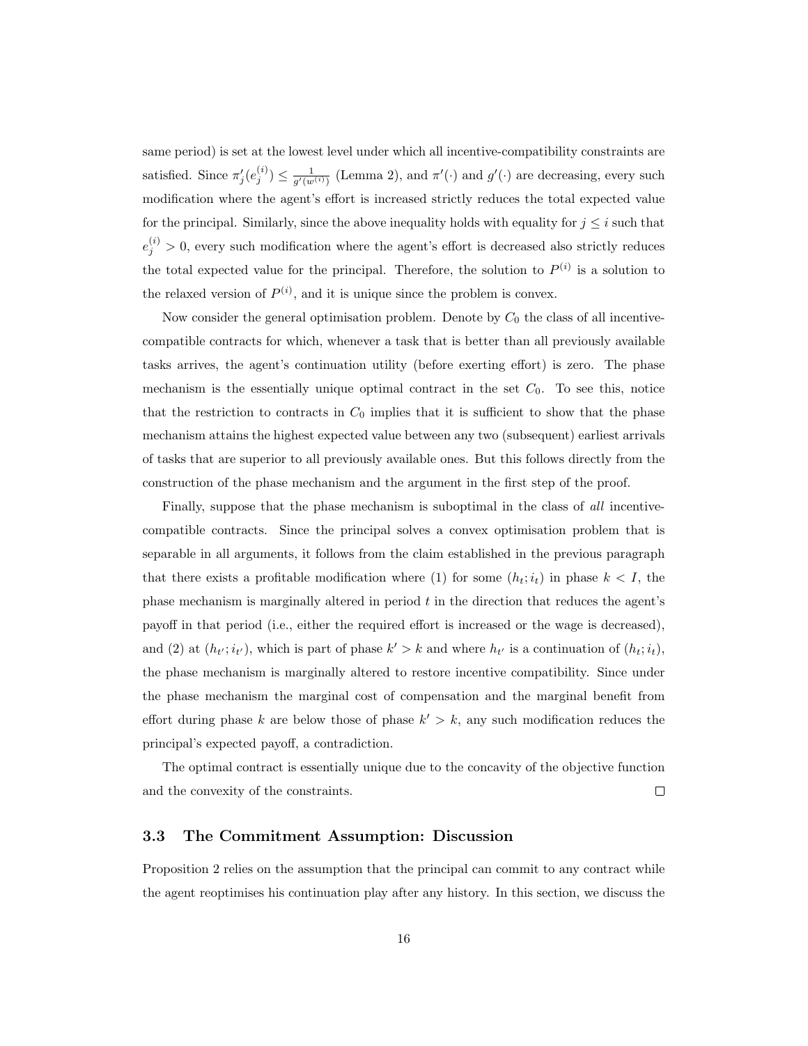same period) is set at the lowest level under which all incentive-compatibility constraints are satisfied. Since $\pi_j'(e_j^{(i)}) \leq \frac{1}{g'(w^{(i)})}$ (Lemma 2), and $\pi'(\cdot)$ and $g'(\cdot)$ are decreasing, every such modification where the agent's effort is increased strictly reduces the total expected value for the principal. Similarly, since the above inequality holds with equality for $j \leq i$ such that $e_j^{(i)} > 0$, every such modification where the agent's effort is decreased also strictly reduces the total expected value for the principal. Therefore, the solution to $P^{(i)}$ is a solution to the relaxed version of $P^{(i)}$, and it is unique since the problem is convex.

Now consider the general optimisation problem. Denote by $C_0$ the class of all incentive-compatible contracts for which, whenever a task that is better than all previously available tasks arrives, the agent's continuation utility (before exerting effort) is zero. The phase mechanism is the essentially unique optimal contract in the set $C_0$. To see this, notice that the restriction to contracts in $C_0$ implies that it is sufficient to show that the phase mechanism attains the highest expected value between any two (subsequent) earliest arrivals of tasks that are superior to all previously available ones. But this follows directly from the construction of the phase mechanism and the argument in the first step of the proof.

Finally, suppose that the phase mechanism is suboptimal in the class of *all* incentive-compatible contracts. Since the principal solves a convex optimisation problem that is separable in all arguments, it follows from the claim established in the previous paragraph that there exists a profitable modification where (1) for some $(h_t; i_t)$ in phase $k < I$, the phase mechanism is marginally altered in period $t$ in the direction that reduces the agent's payoff in that period (i.e., either the required effort is increased or the wage is decreased), and (2) at $(h_{t'}; i_{t'})$, which is part of phase $k' > k$ and where $h_{t'}$ is a continuation of $(h_t; i_t)$, the phase mechanism is marginally altered to restore incentive compatibility. Since under the phase mechanism the marginal cost of compensation and the marginal benefit from effort during phase $k$ are below those of phase $k' > k$, any such modification reduces the principal's expected payoff, a contradiction.

The optimal contract is essentially unique due to the concavity of the objective function and the convexity of the constraints. □

### 3.3 The Commitment Assumption: Discussion

Proposition 2 relies on the assumption that the principal can commit to any contract while the agent reoptimises his continuation play after any history. In this section, we discuss the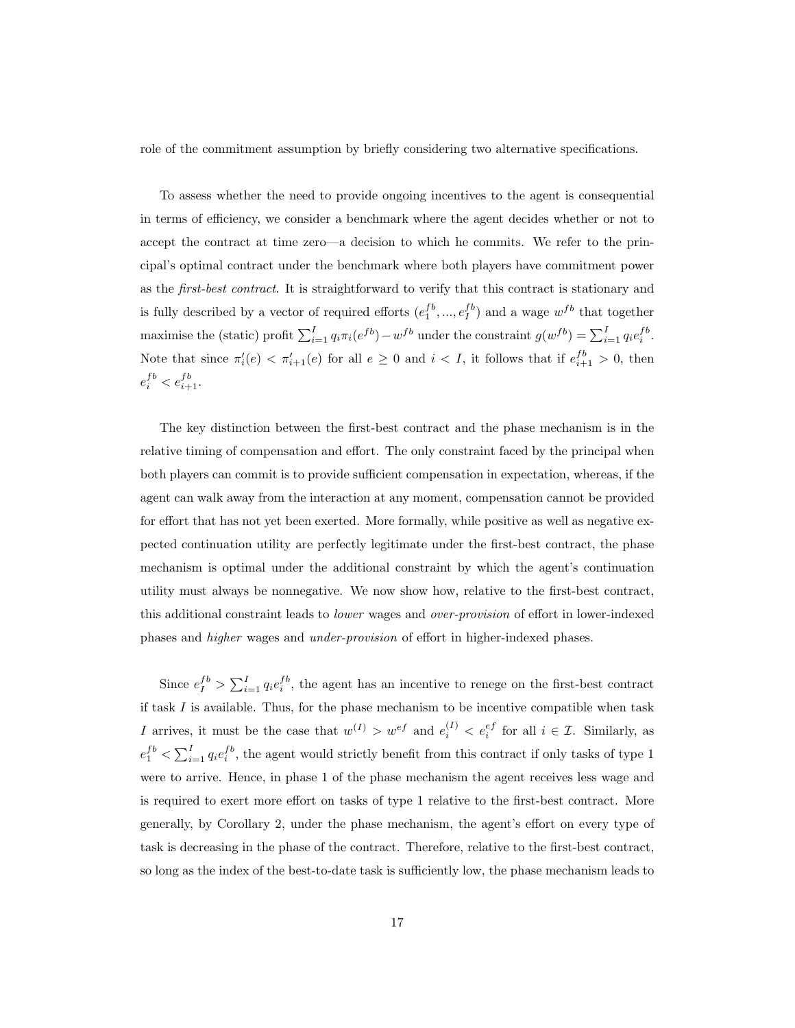role of the commitment assumption by briefly considering two alternative specifications.

To assess whether the need to provide ongoing incentives to the agent is consequential in terms of efficiency, we consider a benchmark where the agent decides whether or not to accept the contract at time zero—a decision to which he commits. We refer to the principal's optimal contract under the benchmark where both players have commitment power as the *first-best contract*. It is straightforward to verify that this contract is stationary and is fully described by a vector of required efforts $(e_1^{fb}, ..., e_I^{fb})$ and a wage $w^{fb}$ that together maximise the (static) profit $\sum_{i=1}^{I} q_i \pi_i(e^{fb}) - w^{fb}$ under the constraint $g(w^{fb}) = \sum_{i=1}^{I} q_i e_i^{fb}$. Note that since $\pi_i'(e) < \pi_{i+1}'(e)$ for all $e \geq 0$ and $i < I$, it follows that if $e_{i+1}^{fb} > 0$, then $e_i^{fb} < e_{i+1}^{fb}$.

The key distinction between the first-best contract and the phase mechanism is in the relative timing of compensation and effort. The only constraint faced by the principal when both players can commit is to provide sufficient compensation in expectation, whereas, if the agent can walk away from the interaction at any moment, compensation cannot be provided for effort that has not yet been exerted. More formally, while positive as well as negative expected continuation utility are perfectly legitimate under the first-best contract, the phase mechanism is optimal under the additional constraint by which the agent's continuation utility must always be nonnegative. We now show how, relative to the first-best contract, this additional constraint leads to *lower* wages and *over-provision* of effort in lower-indexed phases and *higher* wages and *under-provision* of effort in higher-indexed phases.

Since $e_I^{fb} > \sum_{i=1}^{I} q_i e_i^{fb}$, the agent has an incentive to renege on the first-best contract if task $I$ is available. Thus, for the phase mechanism to be incentive compatible when task $I$ arrives, it must be the case that $w^{(I)} > w^{ef}$ and $e_i^{(I)} < e_i^{ef}$ for all $i \in \mathcal{I}$. Similarly, as $e_1^{fb} < \sum_{i=1}^{I} q_i e_i^{fb}$, the agent would strictly benefit from this contract if only tasks of type 1 were to arrive. Hence, in phase 1 of the phase mechanism the agent receives less wage and is required to exert more effort on tasks of type 1 relative to the first-best contract. More generally, by Corollary 2, under the phase mechanism, the agent's effort on every type of task is decreasing in the phase of the contract. Therefore, relative to the first-best contract, so long as the index of the best-to-date task is sufficiently low, the phase mechanism leads to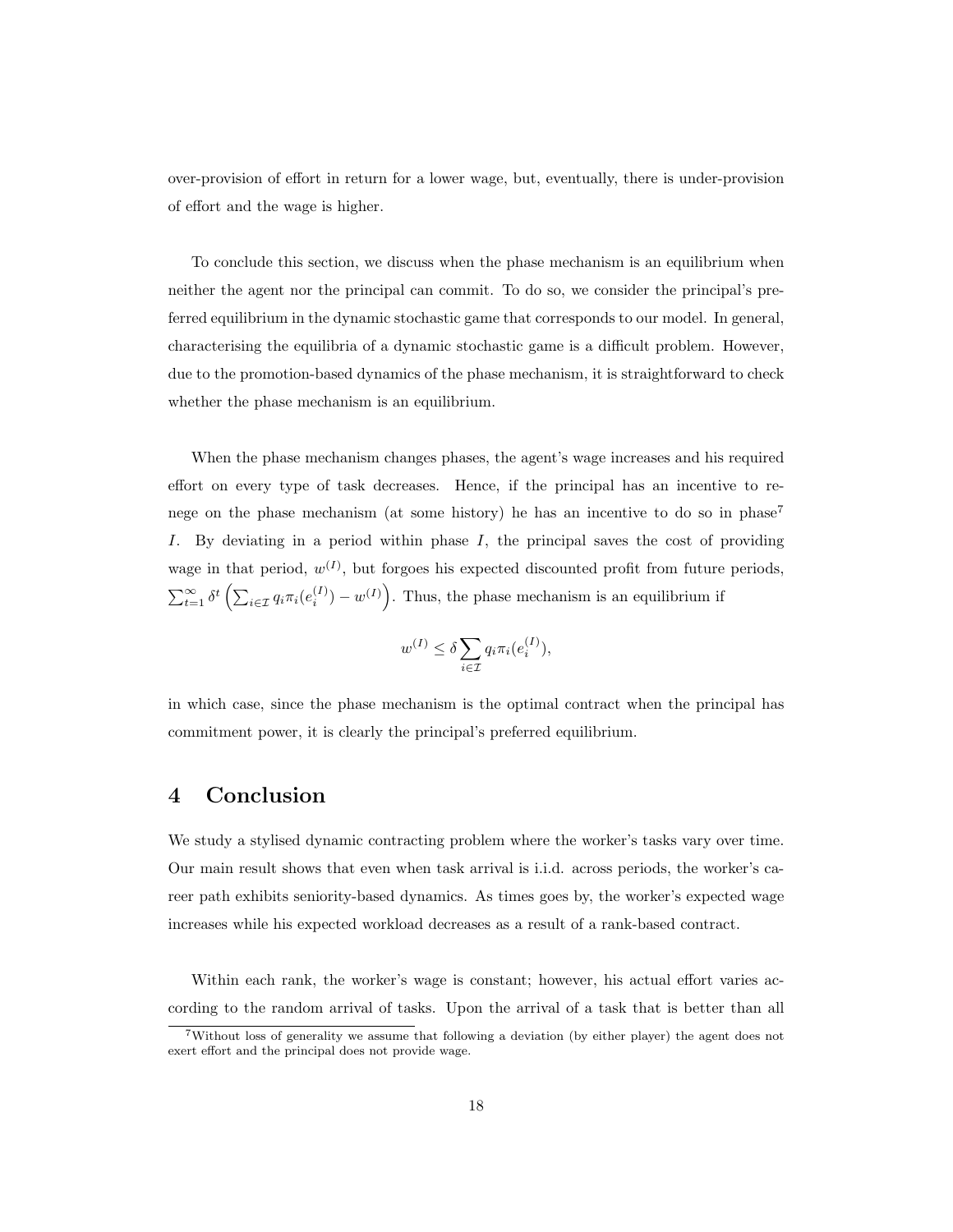over-provision of effort in return for a lower wage, but, eventually, there is under-provision of effort and the wage is higher.

To conclude this section, we discuss when the phase mechanism is an equilibrium when neither the agent nor the principal can commit. To do so, we consider the principal's preferred equilibrium in the dynamic stochastic game that corresponds to our model. In general, characterising the equilibria of a dynamic stochastic game is a difficult problem. However, due to the promotion-based dynamics of the phase mechanism, it is straightforward to check whether the phase mechanism is an equilibrium.

When the phase mechanism changes phases, the agent's wage increases and his required effort on every type of task decreases. Hence, if the principal has an incentive to renege on the phase mechanism (at some history) he has an incentive to do so in phase[7] $I$. By deviating in a period within phase $I$, the principal saves the cost of providing wage in that period, $w^{(I)}$, but forgoes his expected discounted profit from future periods, $\sum_{t=1}^{\infty} \delta^t \left( \sum_{i \in \mathcal{I}} q_i \pi_i(e_i^{(I)}) - w^{(I)} \right)$. Thus, the phase mechanism is an equilibrium if

$$w^{(I)} \leq \delta \sum_{i \in \mathcal{I}} q_i \pi_i(e_i^{(I)}),$$

in which case, since the phase mechanism is the optimal contract when the principal has commitment power, it is clearly the principal's preferred equilibrium.

# 4 Conclusion

We study a stylised dynamic contracting problem where the worker's tasks vary over time. Our main result shows that even when task arrival is i.i.d. across periods, the worker's career path exhibits seniority-based dynamics. As times goes by, the worker's expected wage increases while his expected workload decreases as a result of a rank-based contract.

Within each rank, the worker's wage is constant; however, his actual effort varies according to the random arrival of tasks. Upon the arrival of a task that is better than all

[7]Without loss of generality we assume that following a deviation (by either player) the agent does not exert effort and the principal does not provide wage.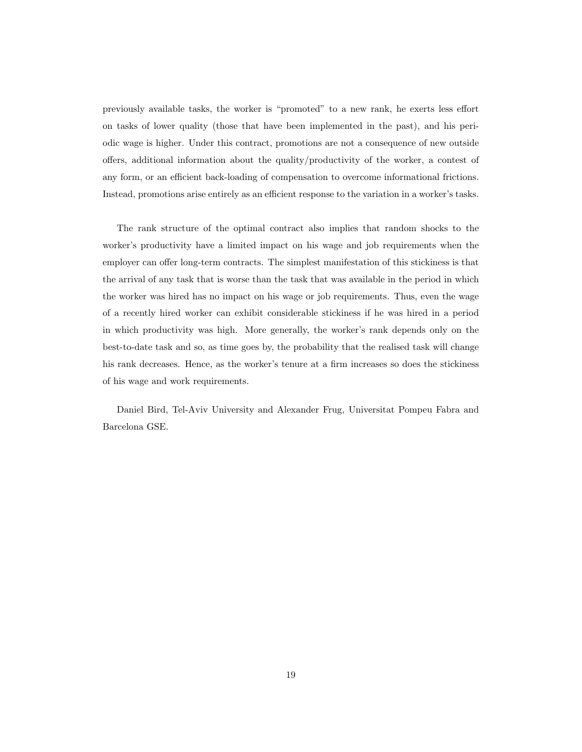previously available tasks, the worker is "promoted" to a new rank, he exerts less effort on tasks of lower quality (those that have been implemented in the past), and his periodic wage is higher. Under this contract, promotions are not a consequence of new outside offers, additional information about the quality/productivity of the worker, a contest of any form, or an efficient back-loading of compensation to overcome informational frictions. Instead, promotions arise entirely as an efficient response to the variation in a worker's tasks.

The rank structure of the optimal contract also implies that random shocks to the worker's productivity have a limited impact on his wage and job requirements when the employer can offer long-term contracts. The simplest manifestation of this stickiness is that the arrival of any task that is worse than the task that was available in the period in which the worker was hired has no impact on his wage or job requirements. Thus, even the wage of a recently hired worker can exhibit considerable stickiness if he was hired in a period in which productivity was high. More generally, the worker's rank depends only on the best-to-date task and so, as time goes by, the probability that the realised task will change his rank decreases. Hence, as the worker's tenure at a firm increases so does the stickiness of his wage and work requirements.

Daniel Bird, Tel-Aviv University and Alexander Frug, Universitat Pompeu Fabra and Barcelona GSE.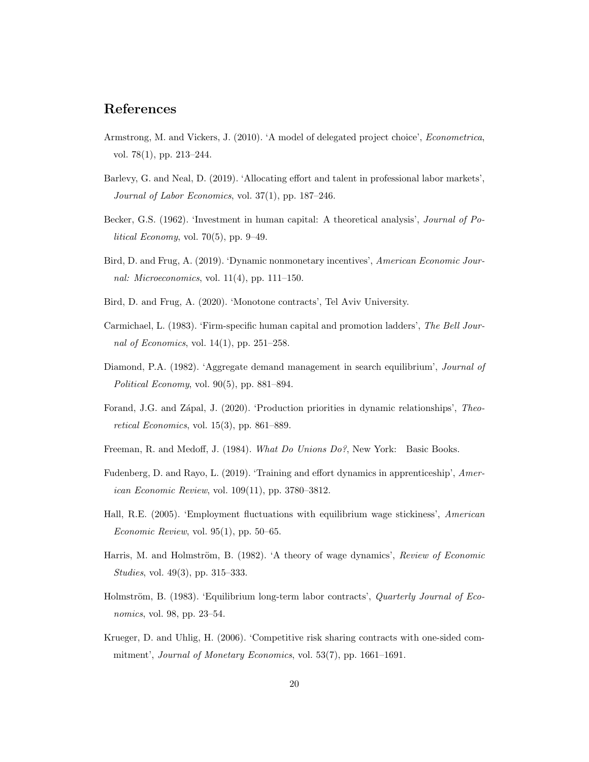## References

Armstrong, M. and Vickers, J. (2010). 'A model of delegated project choice', *Econometrica*, vol. 78(1), pp. 213–244.

Barlevy, G. and Neal, D. (2019). 'Allocating effort and talent in professional labor markets', *Journal of Labor Economics*, vol. 37(1), pp. 187–246.

Becker, G.S. (1962). 'Investment in human capital: A theoretical analysis', *Journal of Political Economy*, vol. 70(5), pp. 9–49.

Bird, D. and Frug, A. (2019). 'Dynamic nonmonetary incentives', *American Economic Journal: Microeconomics*, vol. 11(4), pp. 111–150.

Bird, D. and Frug, A. (2020). 'Monotone contracts', Tel Aviv University.

Carmichael, L. (1983). 'Firm-specific human capital and promotion ladders', *The Bell Journal of Economics*, vol. 14(1), pp. 251–258.

Diamond, P.A. (1982). 'Aggregate demand management in search equilibrium', *Journal of Political Economy*, vol. 90(5), pp. 881–894.

Forand, J.G. and Zápal, J. (2020). 'Production priorities in dynamic relationships', *Theoretical Economics*, vol. 15(3), pp. 861–889.

Freeman, R. and Medoff, J. (1984). *What Do Unions Do?*, New York: Basic Books.

Fudenberg, D. and Rayo, L. (2019). 'Training and effort dynamics in apprenticeship', *American Economic Review*, vol. 109(11), pp. 3780–3812.

Hall, R.E. (2005). 'Employment fluctuations with equilibrium wage stickiness', *American Economic Review*, vol. 95(1), pp. 50–65.

Harris, M. and Holmström, B. (1982). 'A theory of wage dynamics', *Review of Economic Studies*, vol. 49(3), pp. 315–333.

Holmström, B. (1983). 'Equilibrium long-term labor contracts', *Quarterly Journal of Economics*, vol. 98, pp. 23–54.

Krueger, D. and Uhlig, H. (2006). 'Competitive risk sharing contracts with one-sided commitment', *Journal of Monetary Economics*, vol. 53(7), pp. 1661–1691.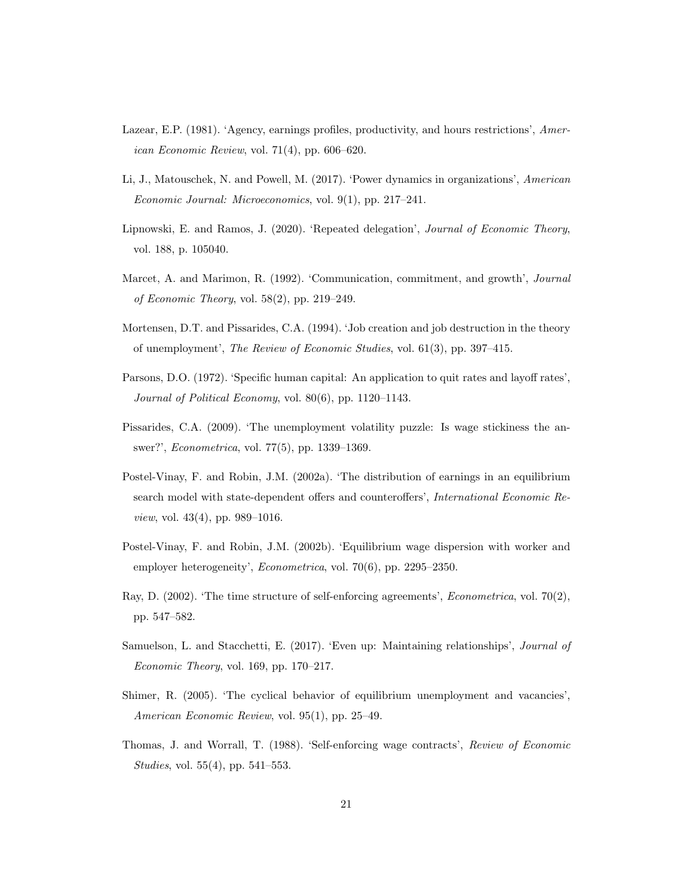Lazear, E.P. (1981). 'Agency, earnings profiles, productivity, and hours restrictions', *American Economic Review*, vol. 71(4), pp. 606–620.

Li, J., Matouschek, N. and Powell, M. (2017). 'Power dynamics in organizations', *American Economic Journal: Microeconomics*, vol. 9(1), pp. 217–241.

Lipnowski, E. and Ramos, J. (2020). 'Repeated delegation', *Journal of Economic Theory*, vol. 188, p. 105040.

Marcet, A. and Marimon, R. (1992). 'Communication, commitment, and growth', *Journal of Economic Theory*, vol. 58(2), pp. 219–249.

Mortensen, D.T. and Pissarides, C.A. (1994). 'Job creation and job destruction in the theory of unemployment', *The Review of Economic Studies*, vol. 61(3), pp. 397–415.

Parsons, D.O. (1972). 'Specific human capital: An application to quit rates and layoff rates', *Journal of Political Economy*, vol. 80(6), pp. 1120–1143.

Pissarides, C.A. (2009). 'The unemployment volatility puzzle: Is wage stickiness the answer?', *Econometrica*, vol. 77(5), pp. 1339–1369.

Postel-Vinay, F. and Robin, J.M. (2002a). 'The distribution of earnings in an equilibrium search model with state-dependent offers and counteroffers', *International Economic Review*, vol. 43(4), pp. 989–1016.

Postel-Vinay, F. and Robin, J.M. (2002b). 'Equilibrium wage dispersion with worker and employer heterogeneity', *Econometrica*, vol. 70(6), pp. 2295–2350.

Ray, D. (2002). 'The time structure of self-enforcing agreements', *Econometrica*, vol. 70(2), pp. 547–582.

Samuelson, L. and Stacchetti, E. (2017). 'Even up: Maintaining relationships', *Journal of Economic Theory*, vol. 169, pp. 170–217.

Shimer, R. (2005). 'The cyclical behavior of equilibrium unemployment and vacancies', *American Economic Review*, vol. 95(1), pp. 25–49.

Thomas, J. and Worrall, T. (1988). 'Self-enforcing wage contracts', *Review of Economic Studies*, vol. 55(4), pp. 541–553.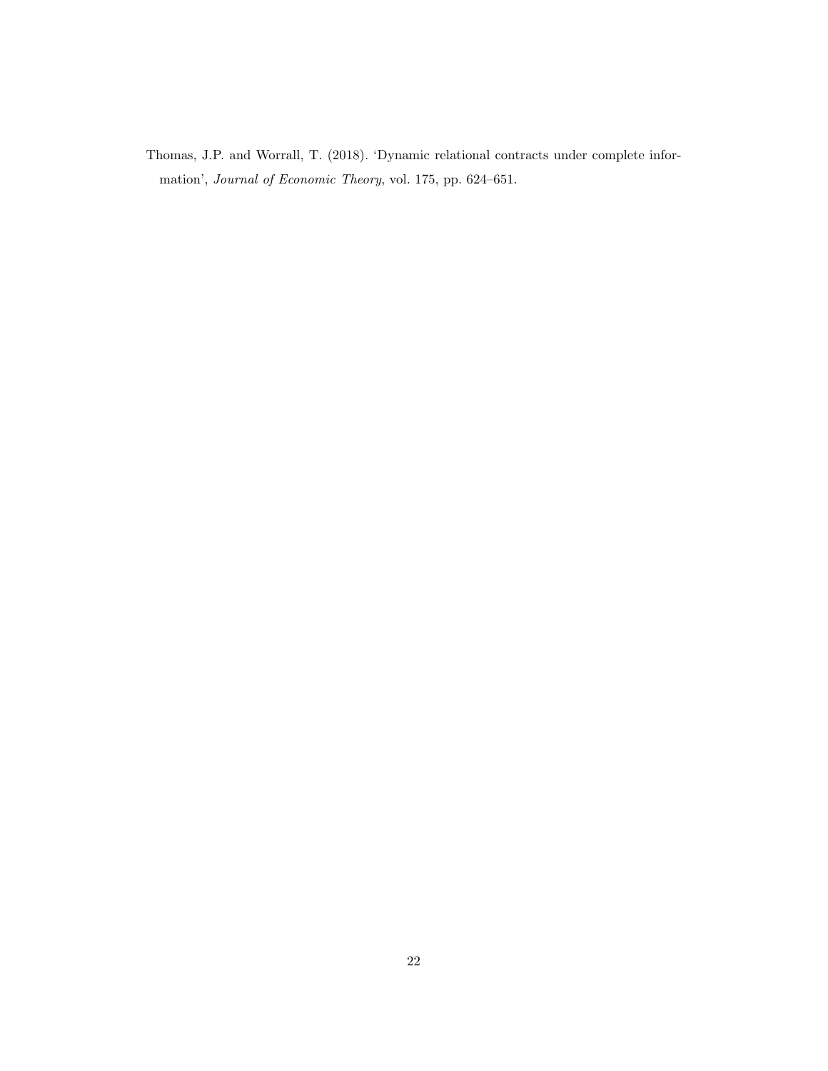Thomas, J.P. and Worrall, T. (2018). 'Dynamic relational contracts under complete information', *Journal of Economic Theory*, vol. 175, pp. 624–651.